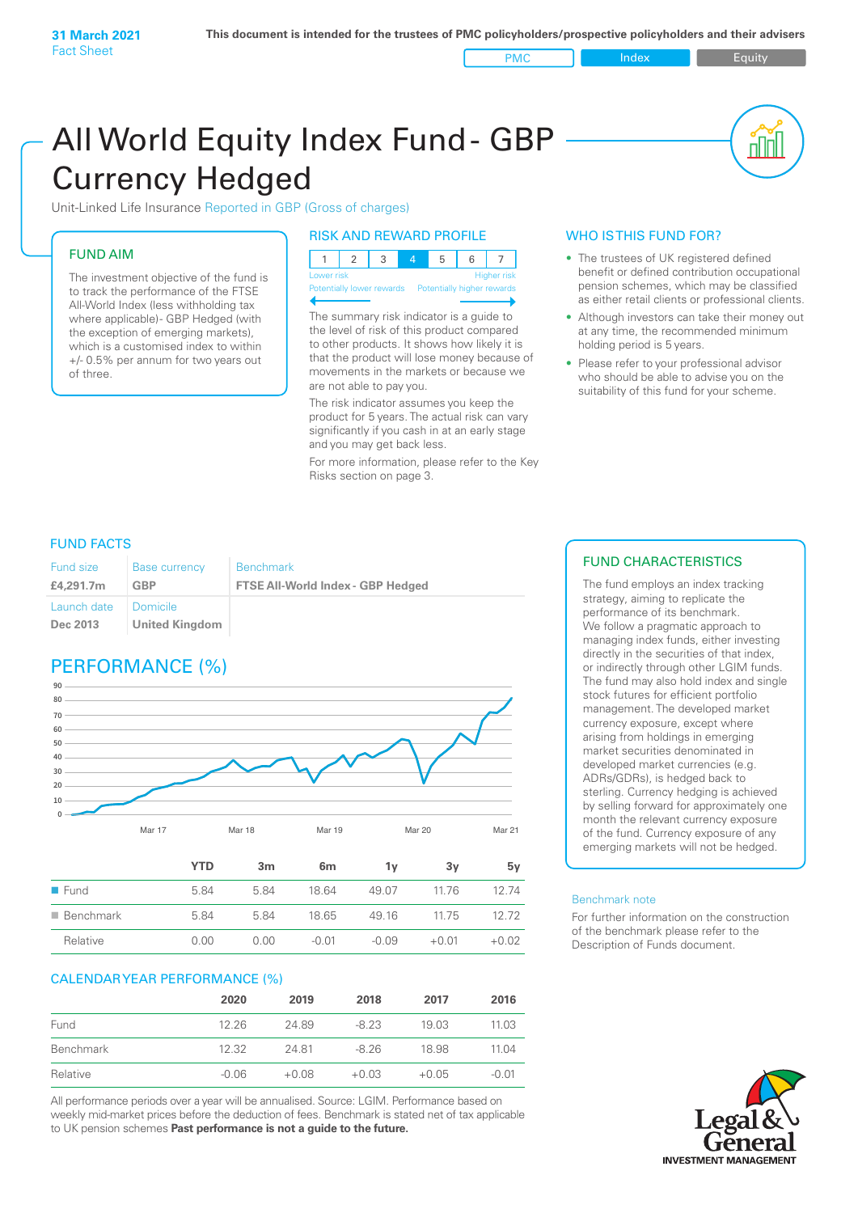31 March 2021
Fact Sheet

This document is intended for the trustees of PMC policyholders/prospective policyholders and their advisers

PMC | Index | Equity

# All World Equity Index Fund - GBP Currency Hedged

Unit-Linked Life Insurance Reported in GBP (Gross of charges)

## FUND AIM

The investment objective of the fund is to track the performance of the FTSE All-World Index (less withholding tax where applicable)- GBP Hedged (with the exception of emerging markets), which is a customised index to within +/- 0.5% per annum for two years out of three.

## RISK AND REWARD PROFILE

| 1 | 2 | 3 | 4 | 5 | 6 | 7 |
|---|---|---|---|---|---|---|

Lower risk — Potentially lower rewards
Higher risk — Potentially higher rewards

The summary risk indicator is a guide to the level of risk of this product compared to other products. It shows how likely it is that the product will lose money because of movements in the markets or because we are not able to pay you.

The risk indicator assumes you keep the product for 5 years. The actual risk can vary significantly if you cash in at an early stage and you may get back less.

For more information, please refer to the Key Risks section on page 3.

## WHO IS THIS FUND FOR?

- The trustees of UK registered defined benefit or defined contribution occupational pension schemes, which may be classified as either retail clients or professional clients.
- Although investors can take their money out at any time, the recommended minimum holding period is 5 years.
- Please refer to your professional advisor who should be able to advise you on the suitability of this fund for your scheme.

## FUND FACTS

| Fund size | Base currency | Benchmark |
|---|---|---|
| £4,291.7m | GBP | FTSE All-World Index - GBP Hedged |
| Launch date | Domicile | |
| Dec 2013 | United Kingdom | |

## PERFORMANCE (%)

| | YTD | 3m | 6m | 1y | 3y | 5y |
|---|---|---|---|---|---|---|
| Fund | 5.84 | 5.84 | 18.64 | 49.07 | 11.76 | 12.74 |
| Benchmark | 5.84 | 5.84 | 18.65 | 49.16 | 11.75 | 12.72 |
| Relative | 0.00 | 0.00 | -0.01 | -0.09 | +0.01 | +0.02 |

## CALENDAR YEAR PERFORMANCE (%)

| | 2020 | 2019 | 2018 | 2017 | 2016 |
|---|---|---|---|---|---|
| Fund | 12.26 | 24.89 | -8.23 | 19.03 | 11.03 |
| Benchmark | 12.32 | 24.81 | -8.26 | 18.98 | 11.04 |
| Relative | -0.06 | +0.08 | +0.03 | +0.05 | -0.01 |

All performance periods over a year will be annualised. Source: LGIM. Performance based on weekly mid-market prices before the deduction of fees. Benchmark is stated net of tax applicable to UK pension schemes **Past performance is not a guide to the future.**

## FUND CHARACTERISTICS

The fund employs an index tracking strategy, aiming to replicate the performance of its benchmark. We follow a pragmatic approach to managing index funds, either investing directly in the securities of that index, or indirectly through other LGIM funds. The fund may also hold index and single stock futures for efficient portfolio management. The developed market currency exposure, except where arising from holdings in emerging market securities denominated in developed market currencies (e.g. ADRs/GDRs), is hedged back to sterling. Currency hedging is achieved by selling forward for approximately one month the relevant currency exposure of the fund. Currency exposure of any emerging markets will not be hedged.

### Benchmark note

For further information on the construction of the benchmark please refer to the Description of Funds document.

Legal & General
INVESTMENT MANAGEMENT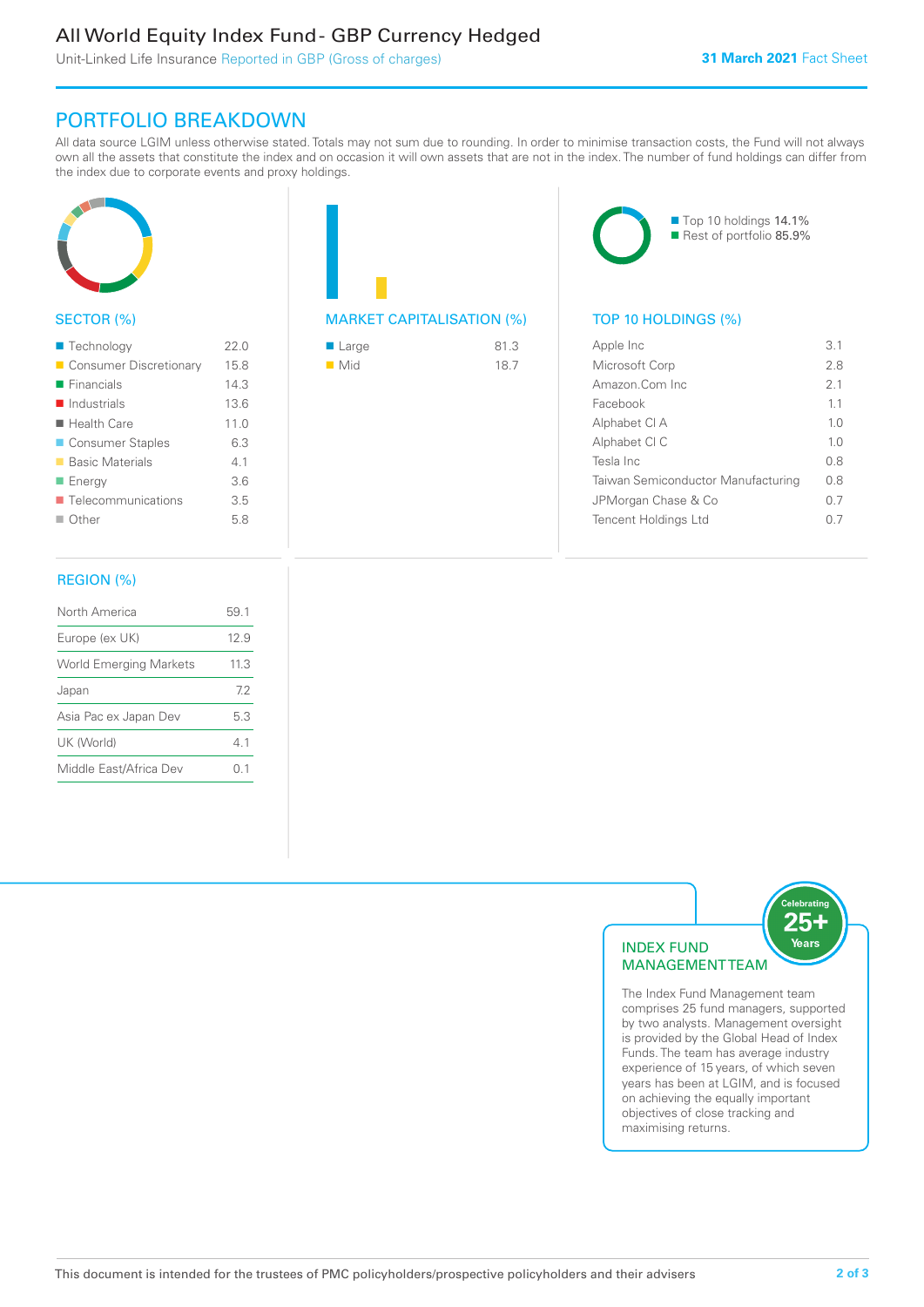# All World Equity Index Fund - GBP Currency Hedged

Unit-Linked Life Insurance Reported in GBP (Gross of charges)

**31 March 2021** Fact Sheet

## PORTFOLIO BREAKDOWN

All data source LGIM unless otherwise stated. Totals may not sum due to rounding. In order to minimise transaction costs, the Fund will not always own all the assets that constitute the index and on occasion it will own assets that are not in the index. The number of fund holdings can differ from the index due to corporate events and proxy holdings.

### SECTOR (%)

| Sector | % |
|---|---|
| Technology | 22.0 |
| Consumer Discretionary | 15.8 |
| Financials | 14.3 |
| Industrials | 13.6 |
| Health Care | 11.0 |
| Consumer Staples | 6.3 |
| Basic Materials | 4.1 |
| Energy | 3.6 |
| Telecommunications | 3.5 |
| Other | 5.8 |

### MARKET CAPITALISATION (%)

| Market Cap | % |
|---|---|
| Large | 81.3 |
| Mid | 18.7 |

Top 10 holdings 14.1%
Rest of portfolio 85.9%

### TOP 10 HOLDINGS (%)

| Holding | % |
|---|---|
| Apple Inc | 3.1 |
| Microsoft Corp | 2.8 |
| Amazon.Com Inc | 2.1 |
| Facebook | 1.1 |
| Alphabet Cl A | 1.0 |
| Alphabet Cl C | 1.0 |
| Tesla Inc | 0.8 |
| Taiwan Semiconductor Manufacturing | 0.8 |
| JPMorgan Chase & Co | 0.7 |
| Tencent Holdings Ltd | 0.7 |

### REGION (%)

| Region | % |
|---|---|
| North America | 59.1 |
| Europe (ex UK) | 12.9 |
| World Emerging Markets | 11.3 |
| Japan | 7.2 |
| Asia Pac ex Japan Dev | 5.3 |
| UK (World) | 4.1 |
| Middle East/Africa Dev | 0.1 |

### INDEX FUND MANAGEMENT TEAM

Celebrating 25+ Years

The Index Fund Management team comprises 25 fund managers, supported by two analysts. Management oversight is provided by the Global Head of Index Funds. The team has average industry experience of 15 years, of which seven years has been at LGIM, and is focused on achieving the equally important objectives of close tracking and maximising returns.

This document is intended for the trustees of PMC policyholders/prospective policyholders and their advisers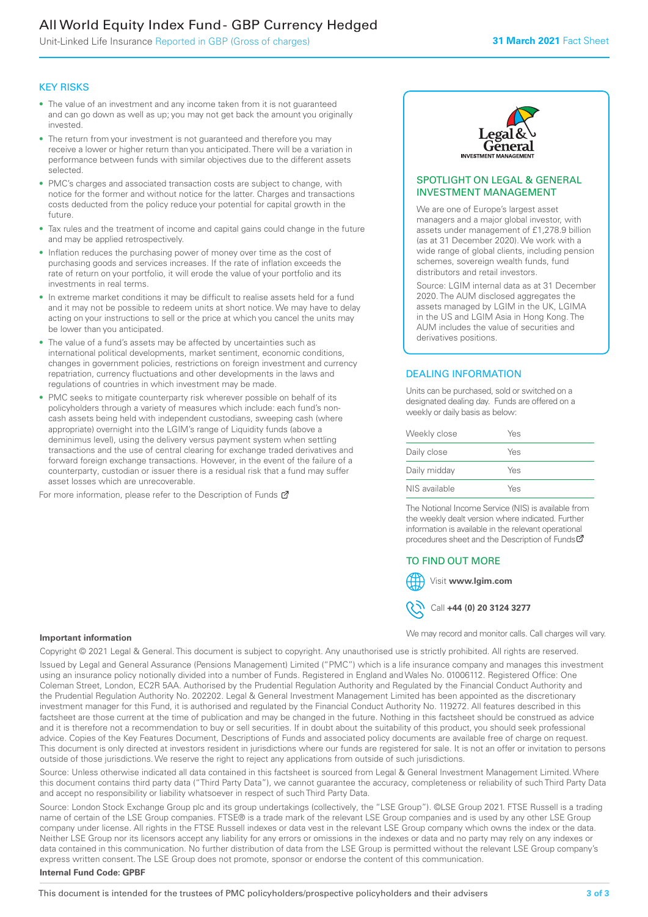# All World Equity Index Fund - GBP Currency Hedged

Unit-Linked Life Insurance Reported in GBP (Gross of charges)

**31 March 2021** Fact Sheet

## KEY RISKS

- The value of an investment and any income taken from it is not guaranteed and can go down as well as up; you may not get back the amount you originally invested.
- The return from your investment is not guaranteed and therefore you may receive a lower or higher return than you anticipated. There will be a variation in performance between funds with similar objectives due to the different assets selected.
- PMC's charges and associated transaction costs are subject to change, with notice for the former and without notice for the latter. Charges and transactions costs deducted from the policy reduce your potential for capital growth in the future.
- Tax rules and the treatment of income and capital gains could change in the future and may be applied retrospectively.
- Inflation reduces the purchasing power of money over time as the cost of purchasing goods and services increases. If the rate of inflation exceeds the rate of return on your portfolio, it will erode the value of your portfolio and its investments in real terms.
- In extreme market conditions it may be difficult to realise assets held for a fund and it may not be possible to redeem units at short notice. We may have to delay acting on your instructions to sell or the price at which you cancel the units may be lower than you anticipated.
- The value of a fund's assets may be affected by uncertainties such as international political developments, market sentiment, economic conditions, changes in government policies, restrictions on foreign investment and currency repatriation, currency fluctuations and other developments in the laws and regulations of countries in which investment may be made.
- PMC seeks to mitigate counterparty risk wherever possible on behalf of its policyholders through a variety of measures which include: each fund's non-cash assets being held with independent custodians, sweeping cash (where appropriate) overnight into the LGIM's range of Liquidity funds (above a deminimus level), using the delivery versus payment system when settling transactions and the use of central clearing for exchange traded derivatives and forward foreign exchange transactions. However, in the event of the failure of a counterparty, custodian or issuer there is a residual risk that a fund may suffer asset losses which are unrecoverable.

For more information, please refer to the Description of Funds

## SPOTLIGHT ON LEGAL & GENERAL INVESTMENT MANAGEMENT

We are one of Europe's largest asset managers and a major global investor, with assets under management of £1,278.9 billion (as at 31 December 2020). We work with a wide range of global clients, including pension schemes, sovereign wealth funds, fund distributors and retail investors.

Source: LGIM internal data as at 31 December 2020. The AUM disclosed aggregates the assets managed by LGIM in the UK, LGIMA in the US and LGIM Asia in Hong Kong. The AUM includes the value of securities and derivatives positions.

## DEALING INFORMATION

Units can be purchased, sold or switched on a designated dealing day. Funds are offered on a weekly or daily basis as below:

| | |
|---|---|
| Weekly close | Yes |
| Daily close | Yes |
| Daily midday | Yes |
| NIS available | Yes |

The Notional Income Service (NIS) is available from the weekly dealt version where indicated. Further information is available in the relevant operational procedures sheet and the Description of Funds

## TO FIND OUT MORE

Visit **www.lgim.com**

Call **+44 (0) 20 3124 3277**

We may record and monitor calls. Call charges will vary.

**Important information**

Copyright © 2021 Legal & General. This document is subject to copyright. Any unauthorised use is strictly prohibited. All rights are reserved.

Issued by Legal and General Assurance (Pensions Management) Limited ("PMC") which is a life insurance company and manages this investment using an insurance policy notionally divided into a number of Funds. Registered in England and Wales No. 01006112. Registered Office: One Coleman Street, London, EC2R 5AA. Authorised by the Prudential Regulation Authority and Regulated by the Financial Conduct Authority and the Prudential Regulation Authority No. 202202. Legal & General Investment Management Limited has been appointed as the discretionary investment manager for this Fund, it is authorised and regulated by the Financial Conduct Authority No. 119272. All features described in this factsheet are those current at the time of publication and may be changed in the future. Nothing in this factsheet should be construed as advice and it is therefore not a recommendation to buy or sell securities. If in doubt about the suitability of this product, you should seek professional advice. Copies of the Key Features Document, Descriptions of Funds and associated policy documents are available free of charge on request. This document is only directed at investors resident in jurisdictions where our funds are registered for sale. It is not an offer or invitation to persons outside of those jurisdictions. We reserve the right to reject any applications from outside of such jurisdictions.

Source: Unless otherwise indicated all data contained in this factsheet is sourced from Legal & General Investment Management Limited. Where this document contains third party data ("Third Party Data"), we cannot guarantee the accuracy, completeness or reliability of such Third Party Data and accept no responsibility or liability whatsoever in respect of such Third Party Data.

Source: London Stock Exchange Group plc and its group undertakings (collectively, the "LSE Group"). ©LSE Group 2021. FTSE Russell is a trading name of certain of the LSE Group companies. FTSE® is a trade mark of the relevant LSE Group companies and is used by any other LSE Group company under license. All rights in the FTSE Russell indexes or data vest in the relevant LSE Group company which owns the index or the data. Neither LSE Group nor its licensors accept any liability for any errors or omissions in the indexes or data and no party may rely on any indexes or data contained in this communication. No further distribution of data from the LSE Group is permitted without the relevant LSE Group company's express written consent. The LSE Group does not promote, sponsor or endorse the content of this communication.

**Internal Fund Code: GPBF**

This document is intended for the trustees of PMC policyholders/prospective policyholders and their advisers